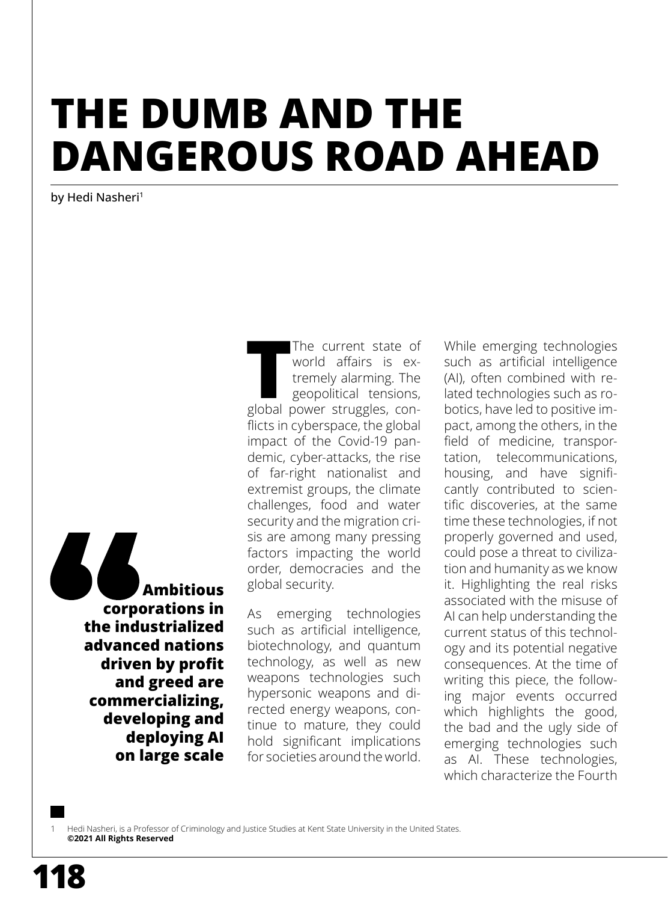# THE DUMB AND THE DANGEROUS ROAD AHEAD

by Hedi Nasheri[1]

> **Ambitious corporations in the industrialized advanced nations driven by profit and greed are commercializing, developing and deploying AI on large scale**

The current state of world affairs is extremely alarming. The geopolitical tensions, global power struggles, conflicts in cyberspace, the global impact of the Covid-19 pandemic, cyber-attacks, the rise of far-right nationalist and extremist groups, the climate challenges, food and water security and the migration crisis are among many pressing factors impacting the world order, democracies and the global security.

As emerging technologies such as artificial intelligence, biotechnology, and quantum technology, as well as new weapons technologies such hypersonic weapons and directed energy weapons, continue to mature, they could hold significant implications for societies around the world.

While emerging technologies such as artificial intelligence (AI), often combined with related technologies such as robotics, have led to positive impact, among the others, in the field of medicine, transportation, telecommunications, housing, and have significantly contributed to scientific discoveries, at the same time these technologies, if not properly governed and used, could pose a threat to civilization and humanity as we know it. Highlighting the real risks associated with the misuse of AI can help understanding the current status of this technology and its potential negative consequences. At the time of writing this piece, the following major events occurred which highlights the good, the bad and the ugly side of emerging technologies such as AI. These technologies, which characterize the Fourth

1 Hedi Nasheri, is a Professor of Criminology and Justice Studies at Kent State University in the United States.
**©2021 All Rights Reserved**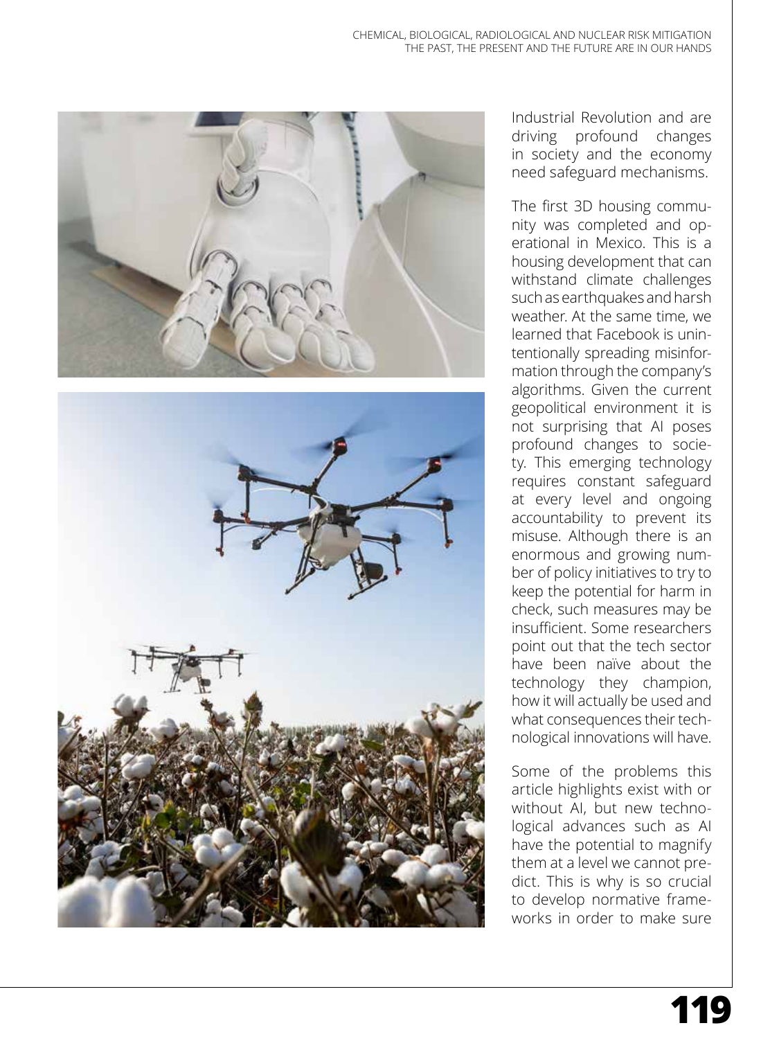Industrial Revolution and are driving profound changes in society and the economy need safeguard mechanisms.

The first 3D housing community was completed and operational in Mexico. This is a housing development that can withstand climate challenges such as earthquakes and harsh weather. At the same time, we learned that Facebook is unintentionally spreading misinformation through the company's algorithms. Given the current geopolitical environment it is not surprising that AI poses profound changes to society. This emerging technology requires constant safeguard at every level and ongoing accountability to prevent its misuse. Although there is an enormous and growing number of policy initiatives to try to keep the potential for harm in check, such measures may be insufficient. Some researchers point out that the tech sector have been naïve about the technology they champion, how it will actually be used and what consequences their technological innovations will have.

Some of the problems this article highlights exist with or without AI, but new technological advances such as AI have the potential to magnify them at a level we cannot predict. This is why is so crucial to develop normative frameworks in order to make sure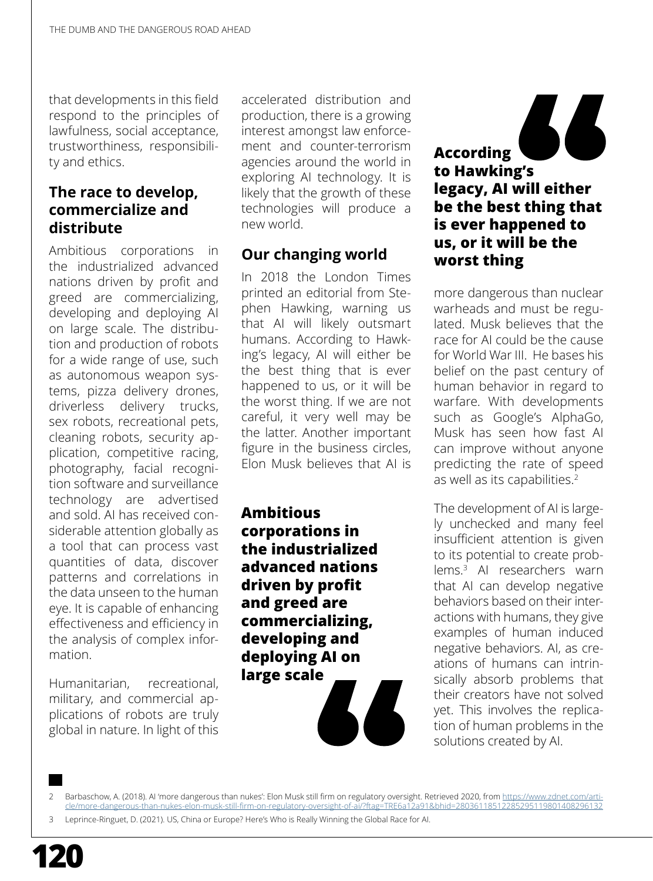that developments in this field respond to the principles of lawfulness, social acceptance, trustworthiness, responsibility and ethics.

## The race to develop, commercialize and distribute

Ambitious corporations in the industrialized advanced nations driven by profit and greed are commercializing, developing and deploying AI on large scale. The distribution and production of robots for a wide range of use, such as autonomous weapon systems, pizza delivery drones, driverless delivery trucks, sex robots, recreational pets, cleaning robots, security application, competitive racing, photography, facial recognition software and surveillance technology are advertised and sold. AI has received considerable attention globally as a tool that can process vast quantities of data, discover patterns and correlations in the data unseen to the human eye. It is capable of enhancing effectiveness and efficiency in the analysis of complex information.

Humanitarian, recreational, military, and commercial applications of robots are truly global in nature. In light of this accelerated distribution and production, there is a growing interest amongst law enforcement and counter-terrorism agencies around the world in exploring AI technology. It is likely that the growth of these technologies will produce a new world.

## Our changing world

In 2018 the London Times printed an editorial from Stephen Hawking, warning us that AI will likely outsmart humans. According to Hawking's legacy, AI will either be the best thing that is ever happened to us, or it will be the worst thing. If we are not careful, it very well may be the latter. Another important figure in the business circles, Elon Musk believes that AI is more dangerous than nuclear warheads and must be regulated. Musk believes that the race for AI could be the cause for World War III. He bases his belief on the past century of human behavior in regard to warfare. With developments such as Google's AlphaGo, Musk has seen how fast AI can improve without anyone predicting the rate of speed as well as its capabilities.[2]

> **Ambitious corporations in the industrialized advanced nations driven by profit and greed are commercializing, developing and deploying AI on large scale**

> **According to Hawking's legacy, AI will either be the best thing that is ever happened to us, or it will be the worst thing**

The development of AI is largely unchecked and many feel insufficient attention is given to its potential to create problems.[3] AI researchers warn that AI can develop negative behaviors based on their interactions with humans, they give examples of human induced negative behaviors. AI, as creations of humans can intrinsically absorb problems that their creators have not solved yet. This involves the replication of human problems in the solutions created by AI.

---

2 Barbaschow, A. (2018). AI 'more dangerous than nukes': Elon Musk still firm on regulatory oversight. Retrieved 2020, from https://www.zdnet.com/article/more-dangerous-than-nukes-elon-musk-still-firm-on-regulatory-oversight-of-ai/?ftag=TRE6a12a91&bhid=28036118512285295119801408296132

3 Leprince-Ringuet, D. (2021). US, China or Europe? Here's Who is Really Winning the Global Race for AI.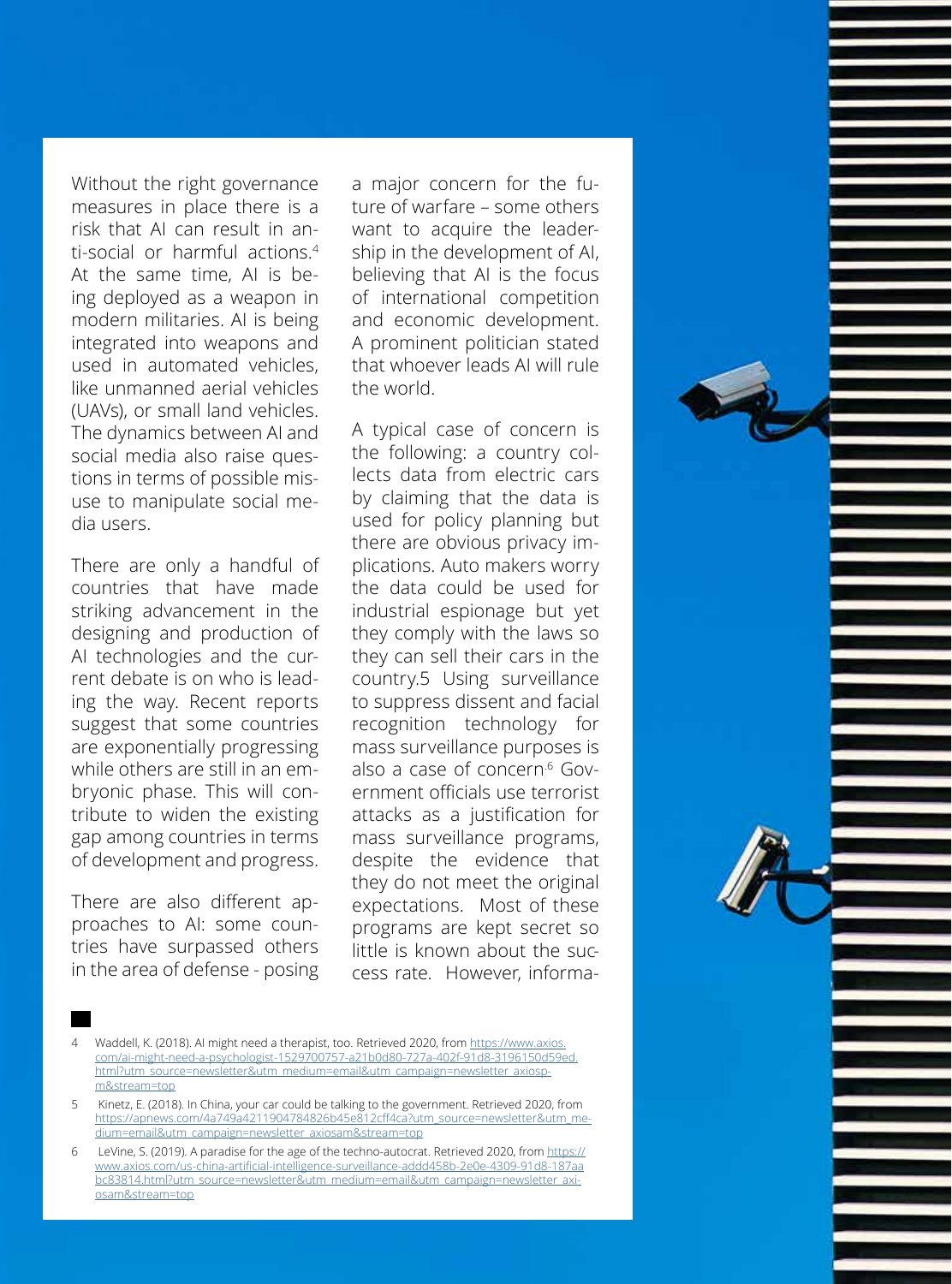Without the right governance measures in place there is a risk that AI can result in anti-social or harmful actions.[4] At the same time, AI is being deployed as a weapon in modern militaries. AI is being integrated into weapons and used in automated vehicles, like unmanned aerial vehicles (UAVs), or small land vehicles. The dynamics between AI and social media also raise questions in terms of possible misuse to manipulate social media users.

There are only a handful of countries that have made striking advancement in the designing and production of AI technologies and the current debate is on who is leading the way. Recent reports suggest that some countries are exponentially progressing while others are still in an embryonic phase. This will contribute to widen the existing gap among countries in terms of development and progress.

There are also different approaches to AI: some countries have surpassed others in the area of defense - posing a major concern for the future of warfare – some others want to acquire the leadership in the development of AI, believing that AI is the focus of international competition and economic development. A prominent politician stated that whoever leads AI will rule the world.

A typical case of concern is the following: a country collects data from electric cars by claiming that the data is used for policy planning but there are obvious privacy implications. Auto makers worry the data could be used for industrial espionage but yet they comply with the laws so they can sell their cars in the country.5 Using surveillance to suppress dissent and facial recognition technology for mass surveillance purposes is also a case of concern.[6] Government officials use terrorist attacks as a justification for mass surveillance programs, despite the evidence that they do not meet the original expectations. Most of these programs are kept secret so little is known about the success rate. However, informa-

4 Waddell, K. (2018). AI might need a therapist, too. Retrieved 2020, from https://www.axios.com/ai-might-need-a-psychologist-1529700757-a21b0d80-727a-402f-91d8-3196150d59ed.html?utm_source=newsletter&utm_medium=email&utm_campaign=newsletter_axiospm&stream=top

5 Kinetz, E. (2018). In China, your car could be talking to the government. Retrieved 2020, from https://apnews.com/4a749a4211904784826b45e812cff4ca?utm_source=newsletter&utm_medium=email&utm_campaign=newsletter_axiosam&stream=top

6 LeVine, S. (2019). A paradise for the age of the techno-autocrat. Retrieved 2020, from https://www.axios.com/us-china-artificial-intelligence-surveillance-addd458b-2e0e-4309-91d8-187aabc83814.html?utm_source=newsletter&utm_medium=email&utm_campaign=newsletter_axiosam&stream=top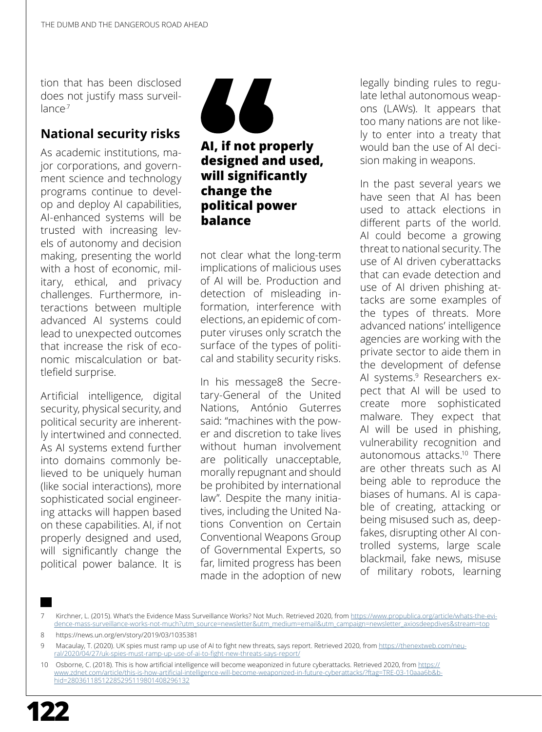tion that has been disclosed does not justify mass surveillance.[7]

## National security risks

As academic institutions, major corporations, and government science and technology programs continue to develop and deploy AI capabilities, AI-enhanced systems will be trusted with increasing levels of autonomy and decision making, presenting the world with a host of economic, military, ethical, and privacy challenges. Furthermore, interactions between multiple advanced AI systems could lead to unexpected outcomes that increase the risk of economic miscalculation or battlefield surprise.

Artificial intelligence, digital security, physical security, and political security are inherently intertwined and connected. As AI systems extend further into domains commonly believed to be uniquely human (like social interactions), more sophisticated social engineering attacks will happen based on these capabilities. AI, if not properly designed and used, will significantly change the political power balance. It is not clear what the long-term implications of malicious uses of AI will be. Production and detection of misleading information, interference with elections, an epidemic of computer viruses only scratch the surface of the types of political and stability security risks.

> **AI, if not properly designed and used, will significantly change the political power balance**

In his message8 the Secretary-General of the United Nations, António Guterres said: "machines with the power and discretion to take lives without human involvement are politically unacceptable, morally repugnant and should be prohibited by international law". Despite the many initiatives, including the United Nations Convention on Certain Conventional Weapons Group of Governmental Experts, so far, limited progress has been made in the adoption of new legally binding rules to regulate lethal autonomous weapons (LAWs). It appears that too many nations are not likely to enter into a treaty that would ban the use of AI decision making in weapons.

In the past several years we have seen that AI has been used to attack elections in different parts of the world. AI could become a growing threat to national security. The use of AI driven cyberattacks that can evade detection and use of AI driven phishing attacks are some examples of the types of threats. More advanced nations' intelligence agencies are working with the private sector to aide them in the development of defense AI systems.[9] Researchers expect that AI will be used to create more sophisticated malware. They expect that AI will be used in phishing, vulnerability recognition and autonomous attacks.[10] There are other threats such as AI being able to reproduce the biases of humans. AI is capable of creating, attacking or being misused such as, deepfakes, disrupting other AI controlled systems, large scale blackmail, fake news, misuse of military robots, learning

---

7 Kirchner, L. (2015). What's the Evidence Mass Surveillance Works? Not Much. Retrieved 2020, from https://www.propublica.org/article/whats-the-evidence-mass-surveillance-works-not-much?utm_source=newsletter&utm_medium=email&utm_campaign=newsletter_axiosdeepdives&stream=top

8 https://news.un.org/en/story/2019/03/1035381

9 Macaulay, T. (2020). UK spies must ramp up use of AI to fight new threats, says report. Retrieved 2020, from https://thenextweb.com/neural/2020/04/27/uk-spies-must-ramp-up-use-of-ai-to-fight-new-threats-says-report/

10 Osborne, C. (2018). This is how artificial intelligence will become weaponized in future cyberattacks. Retrieved 2020, from https://www.zdnet.com/article/this-is-how-artificial-intelligence-will-become-weaponized-in-future-cyberattacks/?ftag=TRE-03-10aaa6b&bhid=28036118512285295119801408296132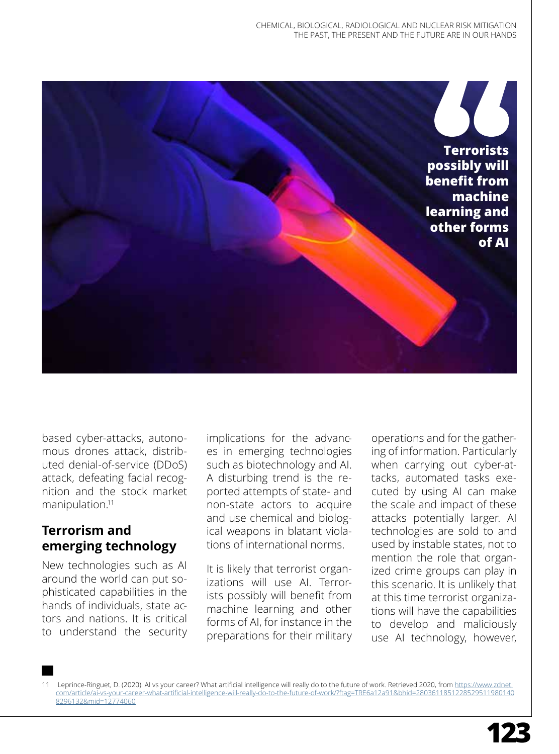Terrorists possibly will benefit from machine learning and other forms of AI

based cyber-attacks, autonomous drones attack, distributed denial-of-service (DDoS) attack, defeating facial recognition and the stock market manipulation.[11]

## Terrorism and emerging technology

New technologies such as AI around the world can put sophisticated capabilities in the hands of individuals, state actors and nations. It is critical to understand the security implications for the advances in emerging technologies such as biotechnology and AI. A disturbing trend is the reported attempts of state- and non-state actors to acquire and use chemical and biological weapons in blatant violations of international norms.

It is likely that terrorist organizations will use AI. Terrorists possibly will benefit from machine learning and other forms of AI, for instance in the preparations for their military operations and for the gathering of information. Particularly when carrying out cyber-attacks, automated tasks executed by using AI can make the scale and impact of these attacks potentially larger. AI technologies are sold to and used by instable states, not to mention the role that organized crime groups can play in this scenario. It is unlikely that at this time terrorist organizations will have the capabilities to develop and maliciously use AI technology, however,

11 Leprince-Ringuet, D. (2020). AI vs your career? What artificial intelligence will really do to the future of work. Retrieved 2020, from https://www.zdnet.com/article/ai-vs-your-career-what-artificial-intelligence-will-really-do-to-the-future-of-work/?ftag=TRE6a12a91&bhid=28036118512285295119801408296132&mid=12774060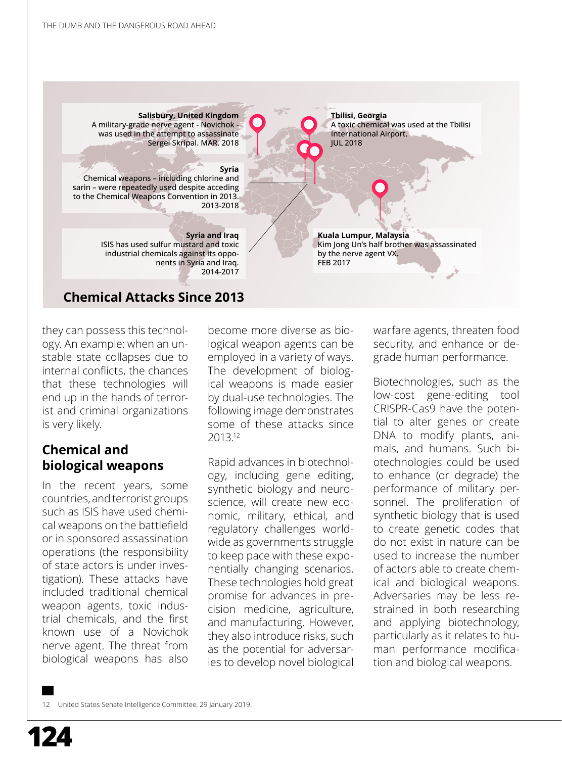## Chemical Attacks Since 2013

**Salisbury, United Kingdom**
A military-grade nerve agent - Novichok - was used in the attempt to assassinate Sergei Skripal. MAR. 2018

**Syria**
Chemical weapons – including chlorine and sarin – were repeatedly used despite acceding to the Chemical Weapons Convention in 2013. 2013-2018

**Syria and Iraq**
ISIS has used sulfur mustard and toxic industrial chemicals against its opponents in Syria and Iraq. 2014-2017

**Tbilisi, Georgia**
A toxic chemical was used at the Tbilisi International Airport. JUL 2018

**Kuala Lumpur, Malaysia**
Kim Jong Un's half brother was assassinated by the nerve agent VX. FEB 2017

they can possess this technology. An example: when an unstable state collapses due to internal conflicts, the chances that these technologies will end up in the hands of terrorist and criminal organizations is very likely.

### Chemical and biological weapons

In the recent years, some countries, and terrorist groups such as ISIS have used chemical weapons on the battlefield or in sponsored assassination operations (the responsibility of state actors is under investigation). These attacks have included traditional chemical weapon agents, toxic industrial chemicals, and the first known use of a Novichok nerve agent. The threat from biological weapons has also become more diverse as biological weapon agents can be employed in a variety of ways. The development of biological weapons is made easier by dual-use technologies. The following image demonstrates some of these attacks since 2013.[12]

Rapid advances in biotechnology, including gene editing, synthetic biology and neuroscience, will create new economic, military, ethical, and regulatory challenges worldwide as governments struggle to keep pace with these exponentially changing scenarios. These technologies hold great promise for advances in precision medicine, agriculture, and manufacturing. However, they also introduce risks, such as the potential for adversaries to develop novel biological warfare agents, threaten food security, and enhance or degrade human performance.

Biotechnologies, such as the low-cost gene-editing tool CRISPR-Cas9 have the potential to alter genes or create DNA to modify plants, animals, and humans. Such biotechnologies could be used to enhance (or degrade) the performance of military personnel. The proliferation of synthetic biology that is used to create genetic codes that do not exist in nature can be used to increase the number of actors able to create chemical and biological weapons. Adversaries may be less restrained in both researching and applying biotechnology, particularly as it relates to human performance modification and biological weapons.

12 United States Senate Intelligence Committee, 29 January 2019.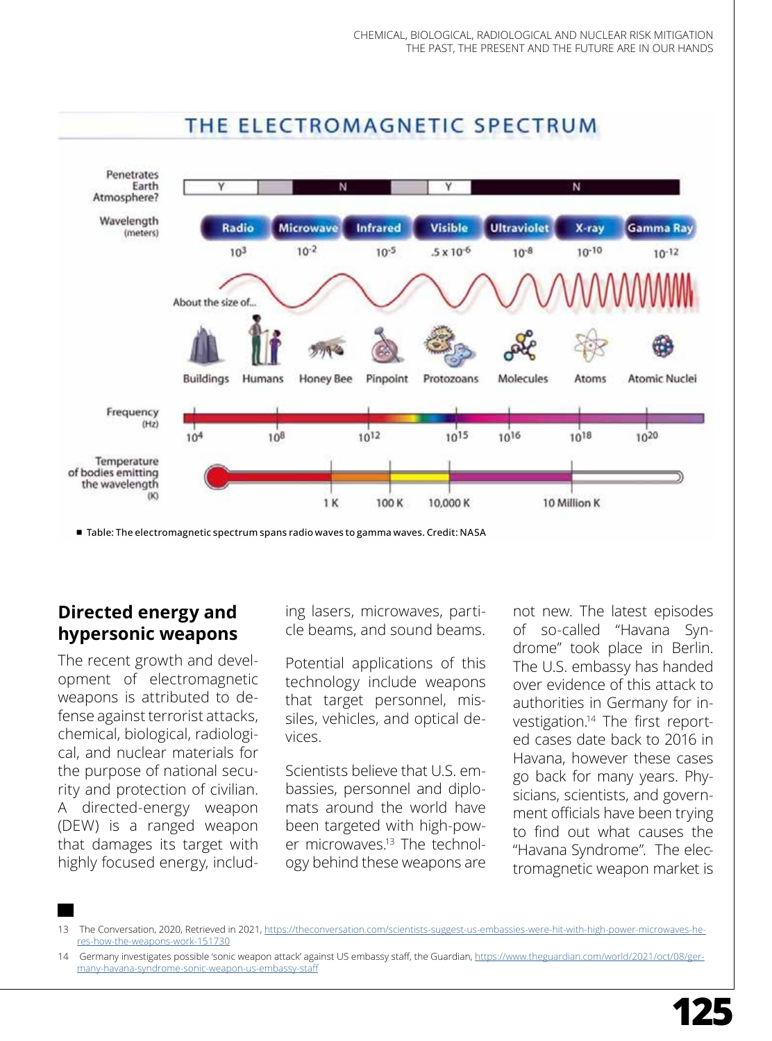## THE ELECTROMAGNETIC SPECTRUM

| Penetrates Earth Atmosphere? | Y | | N | | Y | N | |
|---|---|---|---|---|---|---|---|
| Wavelength (meters) | Radio | Microwave | Infrared | Visible | Ultraviolet | X-ray | Gamma Ray |
| | $10^{3}$ | $10^{-2}$ | $10^{-5}$ | $.5 \times 10^{-6}$ | $10^{-8}$ | $10^{-10}$ | $10^{-12}$ |
| About the size of... | Buildings | Humans, Honey Bee | Pinpoint | Protozoans | Molecules | Atoms | Atomic Nuclei |
| Frequency (Hz) | $10^{4}$ | $10^{8}$ | $10^{12}$ | $10^{15}$ | $10^{16}$ | $10^{18}$ | $10^{20}$ |
| Temperature of bodies emitting the wavelength (K) | | | 1 K | 100 K | 10,000 K | 10 Million K | |

■ Table: The electromagnetic spectrum spans radio waves to gamma waves. Credit: NASA

## Directed energy and hypersonic weapons

The recent growth and development of electromagnetic weapons is attributed to defense against terrorist attacks, chemical, biological, radiological, and nuclear materials for the purpose of national security and protection of civilian. A directed-energy weapon (DEW) is a ranged weapon that damages its target with highly focused energy, including lasers, microwaves, particle beams, and sound beams.

Potential applications of this technology include weapons that target personnel, missiles, vehicles, and optical devices.

Scientists believe that U.S. embassies, personnel and diplomats around the world have been targeted with high-power microwaves.[13] The technology behind these weapons are not new. The latest episodes of so-called "Havana Syndrome" took place in Berlin. The U.S. embassy has handed over evidence of this attack to authorities in Germany for investigation.[14] The first reported cases date back to 2016 in Havana, however these cases go back for many years. Physicians, scientists, and government officials have been trying to find out what causes the "Havana Syndrome". The electromagnetic weapon market is

13 The Conversation, 2020, Retrieved in 2021, https://theconversation.com/scientists-suggest-us-embassies-were-hit-with-high-power-microwaves-heres-how-the-weapons-work-151730

14 Germany investigates possible 'sonic weapon attack' against US embassy staff, the Guardian, https://www.theguardian.com/world/2021/oct/08/germany-havana-syndrome-sonic-weapon-us-embassy-staff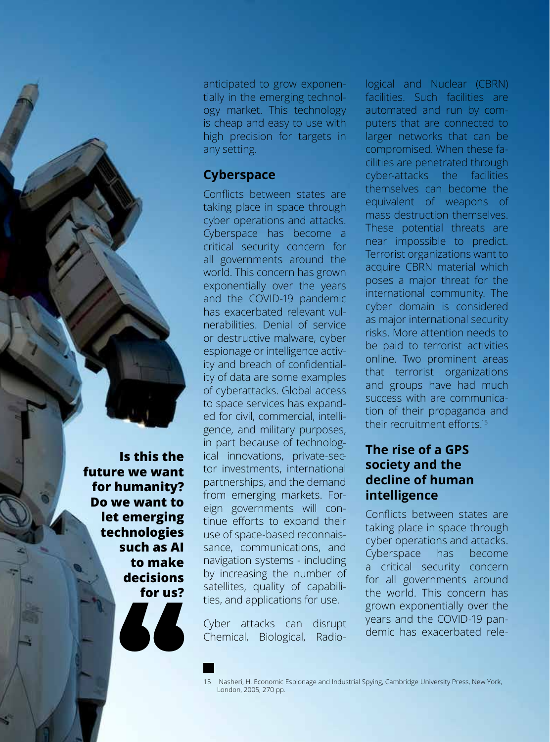anticipated to grow exponentially in the emerging technology market. This technology is cheap and easy to use with high precision for targets in any setting.

## Cyberspace

Conflicts between states are taking place in space through cyber operations and attacks. Cyberspace has become a critical security concern for all governments around the world. This concern has grown exponentially over the years and the COVID-19 pandemic has exacerbated relevant vulnerabilities. Denial of service or destructive malware, cyber espionage or intelligence activity and breach of confidentiality of data are some examples of cyberattacks. Global access to space services has expanded for civil, commercial, intelligence, and military purposes, in part because of technological innovations, private-sector investments, international partnerships, and the demand from emerging markets. Foreign governments will continue efforts to expand their use of space-based reconnaissance, communications, and navigation systems - including by increasing the number of satellites, quality of capabilities, and applications for use.

Cyber attacks can disrupt Chemical, Biological, Radiological and Nuclear (CBRN) facilities. Such facilities are automated and run by computers that are connected to larger networks that can be compromised. When these facilities are penetrated through cyber-attacks the facilities themselves can become the equivalent of weapons of mass destruction themselves. These potential threats are near impossible to predict. Terrorist organizations want to acquire CBRN material which poses a major threat for the international community. The cyber domain is considered as major international security risks. More attention needs to be paid to terrorist activities online. Two prominent areas that terrorist organizations and groups have had much success with are communication of their propaganda and their recruitment efforts.[15]

> **Is this the future we want for humanity? Do we want to let emerging technologies such as AI to make decisions for us?**

## The rise of a GPS society and the decline of human intelligence

Conflicts between states are taking place in space through cyber operations and attacks. Cyberspace has become a critical security concern for all governments around the world. This concern has grown exponentially over the years and the COVID-19 pandemic has exacerbated rele-

---

15 Nasheri, H. Economic Espionage and Industrial Spying, Cambridge University Press, New York, London, 2005, 270 pp.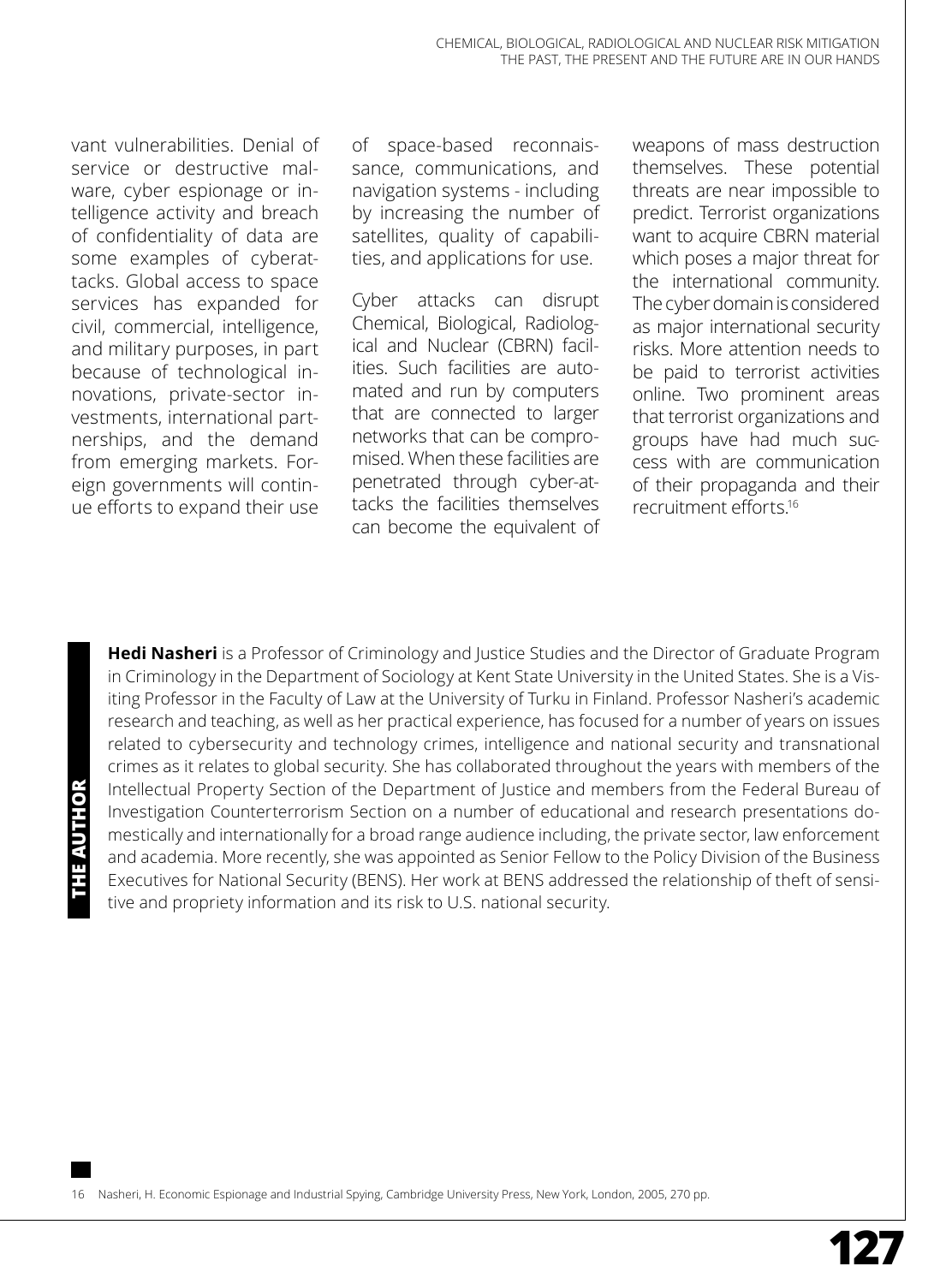vant vulnerabilities. Denial of service or destructive malware, cyber espionage or intelligence activity and breach of confidentiality of data are some examples of cyberattacks. Global access to space services has expanded for civil, commercial, intelligence, and military purposes, in part because of technological innovations, private-sector investments, international partnerships, and the demand from emerging markets. Foreign governments will continue efforts to expand their use of space-based reconnaissance, communications, and navigation systems - including by increasing the number of satellites, quality of capabilities, and applications for use.

Cyber attacks can disrupt Chemical, Biological, Radiological and Nuclear (CBRN) facilities. Such facilities are automated and run by computers that are connected to larger networks that can be compromised. When these facilities are penetrated through cyber-attacks the facilities themselves can become the equivalent of weapons of mass destruction themselves. These potential threats are near impossible to predict. Terrorist organizations want to acquire CBRN material which poses a major threat for the international community. The cyber domain is considered as major international security risks. More attention needs to be paid to terrorist activities online. Two prominent areas that terrorist organizations and groups have had much success with are communication of their propaganda and their recruitment efforts.[16]

## THE AUTHOR

**Hedi Nasheri** is a Professor of Criminology and Justice Studies and the Director of Graduate Program in Criminology in the Department of Sociology at Kent State University in the United States. She is a Visiting Professor in the Faculty of Law at the University of Turku in Finland. Professor Nasheri's academic research and teaching, as well as her practical experience, has focused for a number of years on issues related to cybersecurity and technology crimes, intelligence and national security and transnational crimes as it relates to global security. She has collaborated throughout the years with members of the Intellectual Property Section of the Department of Justice and members from the Federal Bureau of Investigation Counterterrorism Section on a number of educational and research presentations domestically and internationally for a broad range audience including, the private sector, law enforcement and academia. More recently, she was appointed as Senior Fellow to the Policy Division of the Business Executives for National Security (BENS). Her work at BENS addressed the relationship of theft of sensitive and propriety information and its risk to U.S. national security.

16 Nasheri, H. Economic Espionage and Industrial Spying, Cambridge University Press, New York, London, 2005, 270 pp.